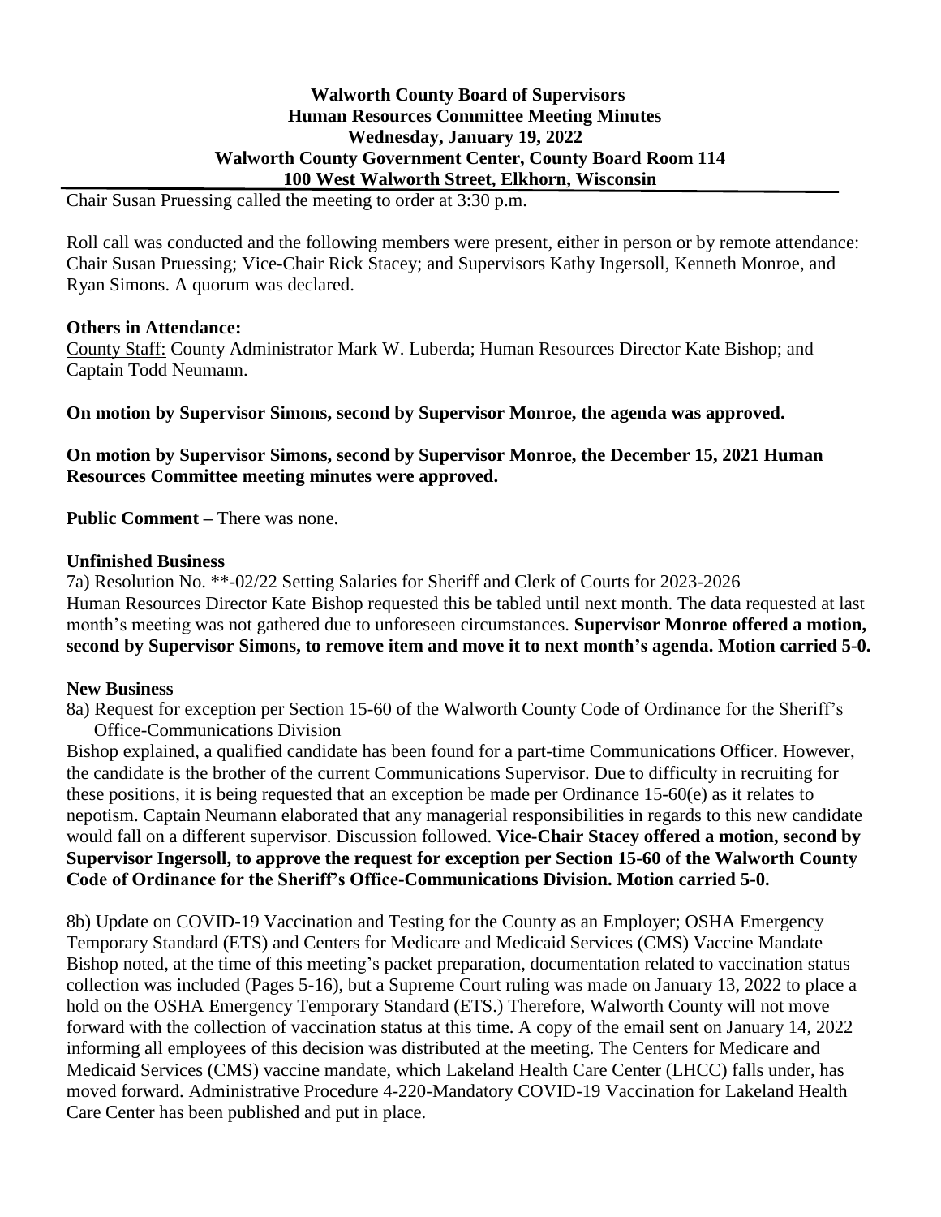# Walworth County Board of Supervisors
## Human Resources Committee Meeting Minutes
### Wednesday, January 19, 2022
### Walworth County Government Center, County Board Room 114
### 100 West Walworth Street, Elkhorn, Wisconsin

Chair Susan Pruessing called the meeting to order at 3:30 p.m.

Roll call was conducted and the following members were present, either in person or by remote attendance: Chair Susan Pruessing; Vice-Chair Rick Stacey; and Supervisors Kathy Ingersoll, Kenneth Monroe, and Ryan Simons. A quorum was declared.

**Others in Attendance:**

County Staff: County Administrator Mark W. Luberda; Human Resources Director Kate Bishop; and Captain Todd Neumann.

**On motion by Supervisor Simons, second by Supervisor Monroe, the agenda was approved.**

**On motion by Supervisor Simons, second by Supervisor Monroe, the December 15, 2021 Human Resources Committee meeting minutes were approved.**

**Public Comment –** There was none.

**Unfinished Business**

7a) Resolution No. **-02/22 Setting Salaries for Sheriff and Clerk of Courts for 2023-2026

Human Resources Director Kate Bishop requested this be tabled until next month. The data requested at last month's meeting was not gathered due to unforeseen circumstances. **Supervisor Monroe offered a motion, second by Supervisor Simons, to remove item and move it to next month's agenda. Motion carried 5-0.**

**New Business**

8a) Request for exception per Section 15-60 of the Walworth County Code of Ordinance for the Sheriff's Office-Communications Division

Bishop explained, a qualified candidate has been found for a part-time Communications Officer. However, the candidate is the brother of the current Communications Supervisor. Due to difficulty in recruiting for these positions, it is being requested that an exception be made per Ordinance 15-60(e) as it relates to nepotism. Captain Neumann elaborated that any managerial responsibilities in regards to this new candidate would fall on a different supervisor. Discussion followed. **Vice-Chair Stacey offered a motion, second by Supervisor Ingersoll, to approve the request for exception per Section 15-60 of the Walworth County Code of Ordinance for the Sheriff's Office-Communications Division. Motion carried 5-0.**

8b) Update on COVID-19 Vaccination and Testing for the County as an Employer; OSHA Emergency Temporary Standard (ETS) and Centers for Medicare and Medicaid Services (CMS) Vaccine Mandate

Bishop noted, at the time of this meeting's packet preparation, documentation related to vaccination status collection was included (Pages 5-16), but a Supreme Court ruling was made on January 13, 2022 to place a hold on the OSHA Emergency Temporary Standard (ETS.) Therefore, Walworth County will not move forward with the collection of vaccination status at this time. A copy of the email sent on January 14, 2022 informing all employees of this decision was distributed at the meeting. The Centers for Medicare and Medicaid Services (CMS) vaccine mandate, which Lakeland Health Care Center (LHCC) falls under, has moved forward. Administrative Procedure 4-220-Mandatory COVID-19 Vaccination for Lakeland Health Care Center has been published and put in place.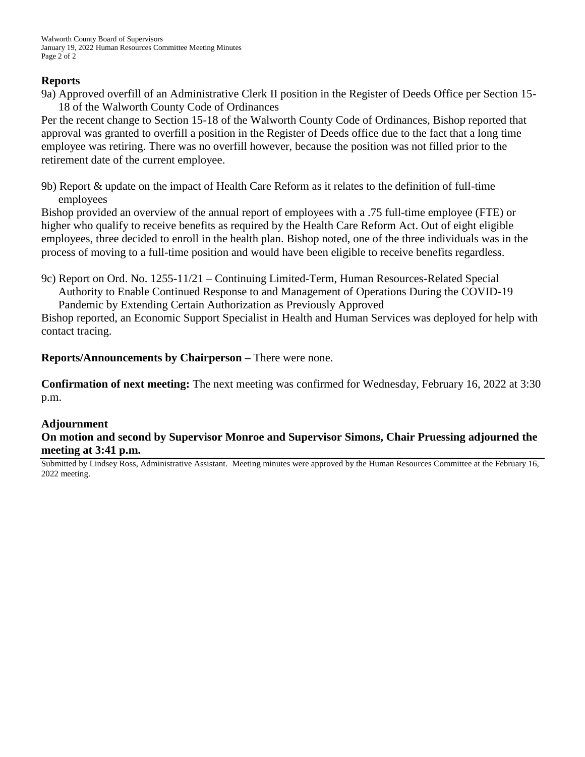## Reports

9a) Approved overfill of an Administrative Clerk II position in the Register of Deeds Office per Section 15-18 of the Walworth County Code of Ordinances

Per the recent change to Section 15-18 of the Walworth County Code of Ordinances, Bishop reported that approval was granted to overfill a position in the Register of Deeds office due to the fact that a long time employee was retiring. There was no overfill however, because the position was not filled prior to the retirement date of the current employee.

9b) Report & update on the impact of Health Care Reform as it relates to the definition of full-time employees

Bishop provided an overview of the annual report of employees with a .75 full-time employee (FTE) or higher who qualify to receive benefits as required by the Health Care Reform Act. Out of eight eligible employees, three decided to enroll in the health plan. Bishop noted, one of the three individuals was in the process of moving to a full-time position and would have been eligible to receive benefits regardless.

9c) Report on Ord. No. 1255-11/21 – Continuing Limited-Term, Human Resources-Related Special Authority to Enable Continued Response to and Management of Operations During the COVID-19 Pandemic by Extending Certain Authorization as Previously Approved

Bishop reported, an Economic Support Specialist in Health and Human Services was deployed for help with contact tracing.

**Reports/Announcements by Chairperson –** There were none.

**Confirmation of next meeting:** The next meeting was confirmed for Wednesday, February 16, 2022 at 3:30 p.m.

## Adjournment

**On motion and second by Supervisor Monroe and Supervisor Simons, Chair Pruessing adjourned the meeting at 3:41 p.m.**

Submitted by Lindsey Ross, Administrative Assistant. Meeting minutes were approved by the Human Resources Committee at the February 16, 2022 meeting.